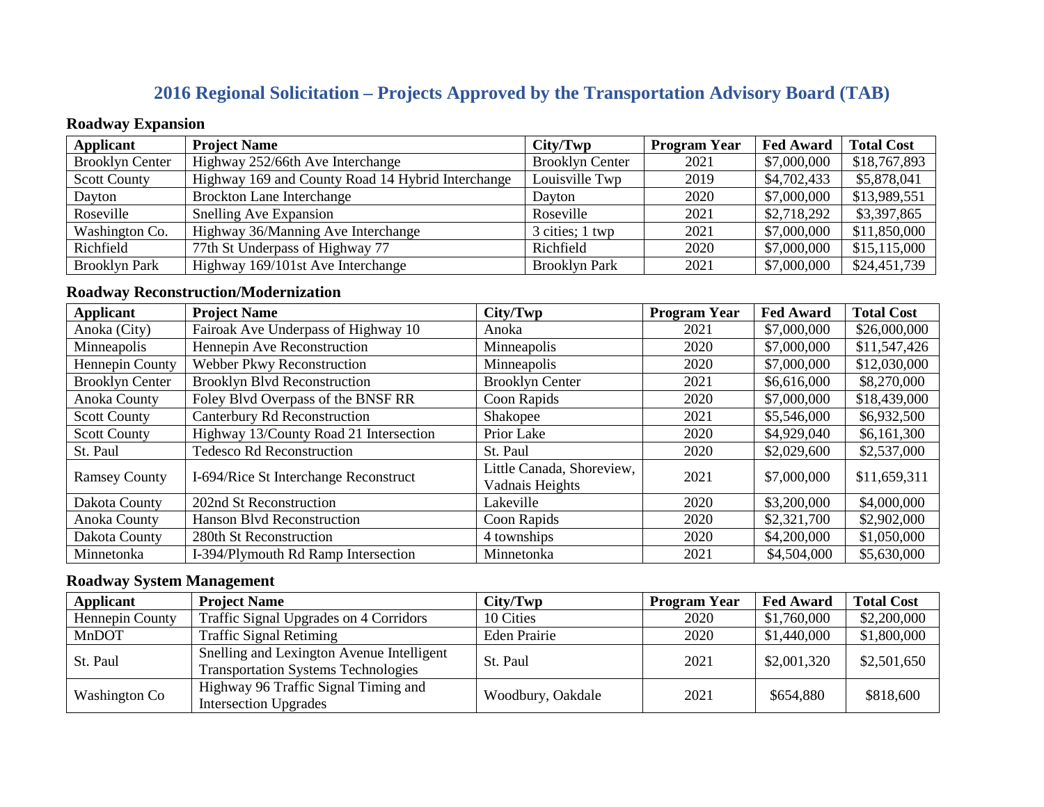# 2016 Regional Solicitation – Projects Approved by the Transportation Advisory Board (TAB)

## Roadway Expansion

| Applicant | Project Name | City/Twp | Program Year | Fed Award | Total Cost |
|---|---|---|---|---|---|
| Brooklyn Center | Highway 252/66th Ave Interchange | Brooklyn Center | 2021 | $7,000,000 | $18,767,893 |
| Scott County | Highway 169 and County Road 14 Hybrid Interchange | Louisville Twp | 2019 | $4,702,433 | $5,878,041 |
| Dayton | Brockton Lane Interchange | Dayton | 2020 | $7,000,000 | $13,989,551 |
| Roseville | Snelling Ave Expansion | Roseville | 2021 | $2,718,292 | $3,397,865 |
| Washington Co. | Highway 36/Manning Ave Interchange | 3 cities; 1 twp | 2021 | $7,000,000 | $11,850,000 |
| Richfield | 77th St Underpass of Highway 77 | Richfield | 2020 | $7,000,000 | $15,115,000 |
| Brooklyn Park | Highway 169/101st Ave Interchange | Brooklyn Park | 2021 | $7,000,000 | $24,451,739 |

## Roadway Reconstruction/Modernization

| Applicant | Project Name | City/Twp | Program Year | Fed Award | Total Cost |
|---|---|---|---|---|---|
| Anoka (City) | Fairoak Ave Underpass of Highway 10 | Anoka | 2021 | $7,000,000 | $26,000,000 |
| Minneapolis | Hennepin Ave Reconstruction | Minneapolis | 2020 | $7,000,000 | $11,547,426 |
| Hennepin County | Webber Pkwy Reconstruction | Minneapolis | 2020 | $7,000,000 | $12,030,000 |
| Brooklyn Center | Brooklyn Blvd Reconstruction | Brooklyn Center | 2021 | $6,616,000 | $8,270,000 |
| Anoka County | Foley Blvd Overpass of the BNSF RR | Coon Rapids | 2020 | $7,000,000 | $18,439,000 |
| Scott County | Canterbury Rd Reconstruction | Shakopee | 2021 | $5,546,000 | $6,932,500 |
| Scott County | Highway 13/County Road 21 Intersection | Prior Lake | 2020 | $4,929,040 | $6,161,300 |
| St. Paul | Tedesco Rd Reconstruction | St. Paul | 2020 | $2,029,600 | $2,537,000 |
| Ramsey County | I-694/Rice St Interchange Reconstruct | Little Canada, Shoreview, Vadnais Heights | 2021 | $7,000,000 | $11,659,311 |
| Dakota County | 202nd St Reconstruction | Lakeville | 2020 | $3,200,000 | $4,000,000 |
| Anoka County | Hanson Blvd Reconstruction | Coon Rapids | 2020 | $2,321,700 | $2,902,000 |
| Dakota County | 280th St Reconstruction | 4 townships | 2020 | $4,200,000 | $1,050,000 |
| Minnetonka | I-394/Plymouth Rd Ramp Intersection | Minnetonka | 2021 | $4,504,000 | $5,630,000 |

## Roadway System Management

| Applicant | Project Name | City/Twp | Program Year | Fed Award | Total Cost |
|---|---|---|---|---|---|
| Hennepin County | Traffic Signal Upgrades on 4 Corridors | 10 Cities | 2020 | $1,760,000 | $2,200,000 |
| MnDOT | Traffic Signal Retiming | Eden Prairie | 2020 | $1,440,000 | $1,800,000 |
| St. Paul | Snelling and Lexington Avenue Intelligent Transportation Systems Technologies | St. Paul | 2021 | $2,001,320 | $2,501,650 |
| Washington Co | Highway 96 Traffic Signal Timing and Intersection Upgrades | Woodbury, Oakdale | 2021 | $654,880 | $818,600 |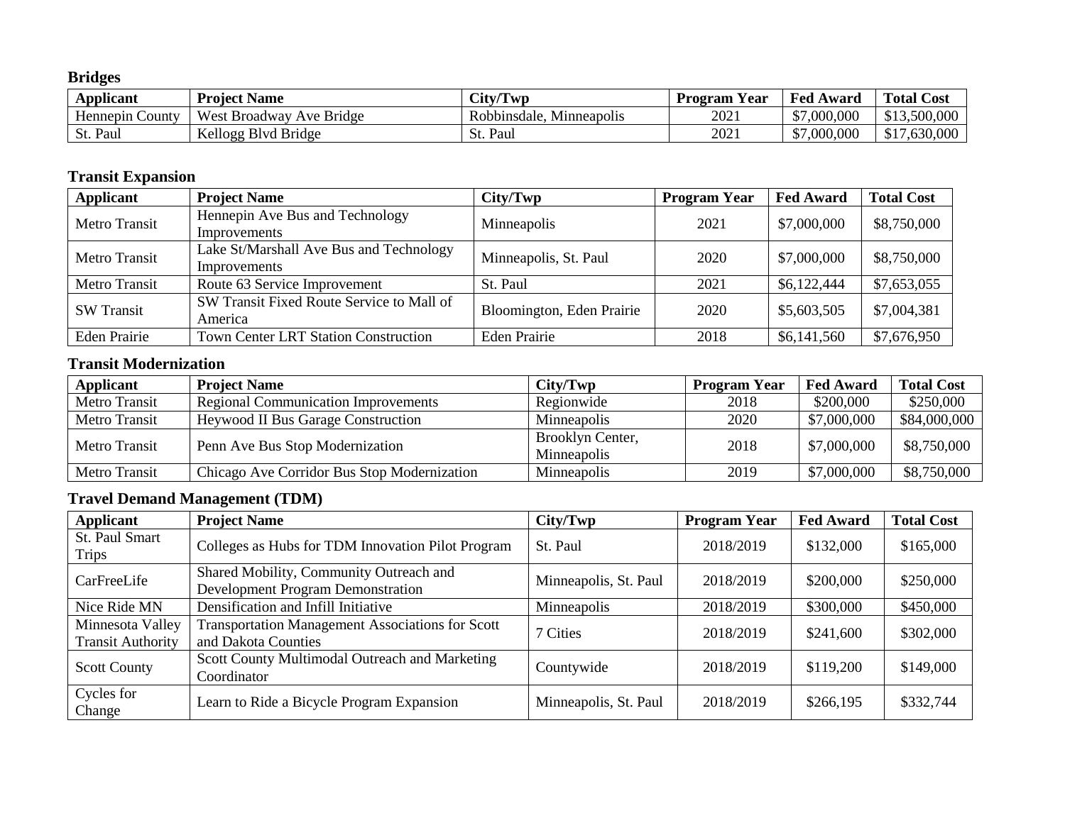## Bridges

| Applicant | Project Name | City/Twp | Program Year | Fed Award | Total Cost |
|---|---|---|---|---|---|
| Hennepin County | West Broadway Ave Bridge | Robbinsdale, Minneapolis | 2021 | $7,000,000 | $13,500,000 |
| St. Paul | Kellogg Blvd Bridge | St. Paul | 2021 | $7,000,000 | $17,630,000 |

## Transit Expansion

| Applicant | Project Name | City/Twp | Program Year | Fed Award | Total Cost |
|---|---|---|---|---|---|
| Metro Transit | Hennepin Ave Bus and Technology Improvements | Minneapolis | 2021 | $7,000,000 | $8,750,000 |
| Metro Transit | Lake St/Marshall Ave Bus and Technology Improvements | Minneapolis, St. Paul | 2020 | $7,000,000 | $8,750,000 |
| Metro Transit | Route 63 Service Improvement | St. Paul | 2021 | $6,122,444 | $7,653,055 |
| SW Transit | SW Transit Fixed Route Service to Mall of America | Bloomington, Eden Prairie | 2020 | $5,603,505 | $7,004,381 |
| Eden Prairie | Town Center LRT Station Construction | Eden Prairie | 2018 | $6,141,560 | $7,676,950 |

## Transit Modernization

| Applicant | Project Name | City/Twp | Program Year | Fed Award | Total Cost |
|---|---|---|---|---|---|
| Metro Transit | Regional Communication Improvements | Regionwide | 2018 | $200,000 | $250,000 |
| Metro Transit | Heywood II Bus Garage Construction | Minneapolis | 2020 | $7,000,000 | $84,000,000 |
| Metro Transit | Penn Ave Bus Stop Modernization | Brooklyn Center, Minneapolis | 2018 | $7,000,000 | $8,750,000 |
| Metro Transit | Chicago Ave Corridor Bus Stop Modernization | Minneapolis | 2019 | $7,000,000 | $8,750,000 |

## Travel Demand Management (TDM)

| Applicant | Project Name | City/Twp | Program Year | Fed Award | Total Cost |
|---|---|---|---|---|---|
| St. Paul Smart Trips | Colleges as Hubs for TDM Innovation Pilot Program | St. Paul | 2018/2019 | $132,000 | $165,000 |
| CarFreeLife | Shared Mobility, Community Outreach and Development Program Demonstration | Minneapolis, St. Paul | 2018/2019 | $200,000 | $250,000 |
| Nice Ride MN | Densification and Infill Initiative | Minneapolis | 2018/2019 | $300,000 | $450,000 |
| Minnesota Valley Transit Authority | Transportation Management Associations for Scott and Dakota Counties | 7 Cities | 2018/2019 | $241,600 | $302,000 |
| Scott County | Scott County Multimodal Outreach and Marketing Coordinator | Countywide | 2018/2019 | $119,200 | $149,000 |
| Cycles for Change | Learn to Ride a Bicycle Program Expansion | Minneapolis, St. Paul | 2018/2019 | $266,195 | $332,744 |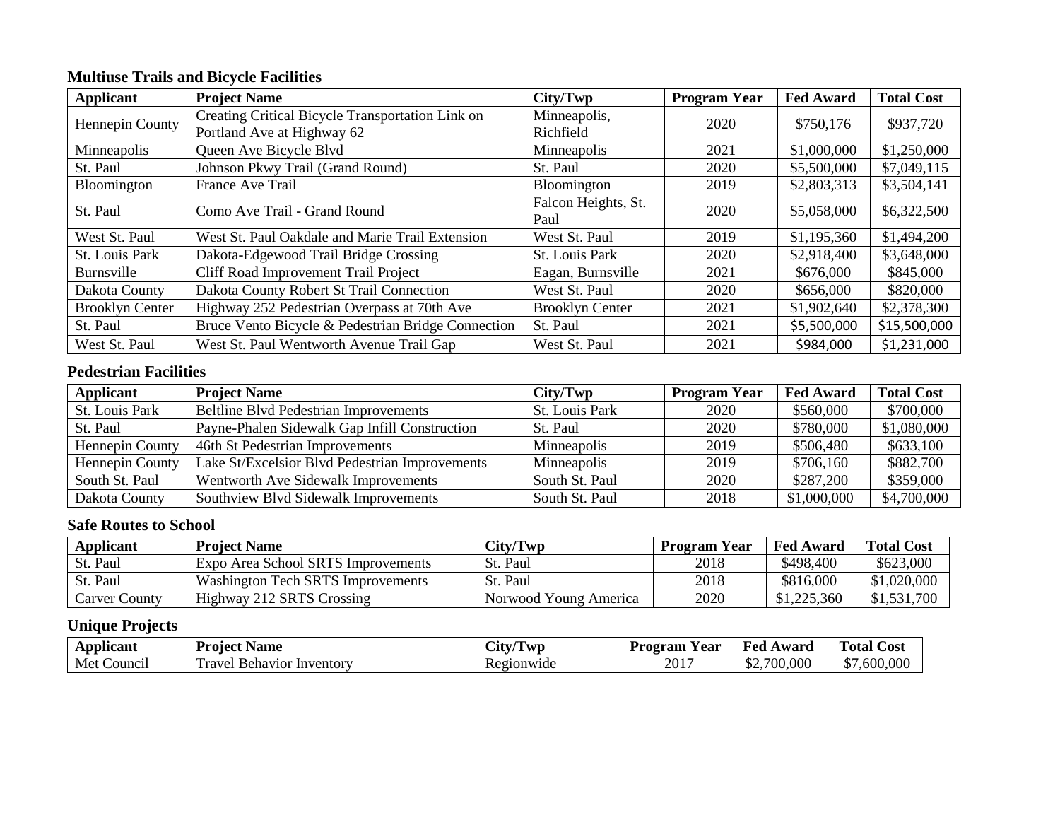### Multiuse Trails and Bicycle Facilities

| Applicant | Project Name | City/Twp | Program Year | Fed Award | Total Cost |
|---|---|---|---|---|---|
| Hennepin County | Creating Critical Bicycle Transportation Link on Portland Ave at Highway 62 | Minneapolis, Richfield | 2020 | $750,176 | $937,720 |
| Minneapolis | Queen Ave Bicycle Blvd | Minneapolis | 2021 | $1,000,000 | $1,250,000 |
| St. Paul | Johnson Pkwy Trail (Grand Round) | St. Paul | 2020 | $5,500,000 | $7,049,115 |
| Bloomington | France Ave Trail | Bloomington | 2019 | $2,803,313 | $3,504,141 |
| St. Paul | Como Ave Trail - Grand Round | Falcon Heights, St. Paul | 2020 | $5,058,000 | $6,322,500 |
| West St. Paul | West St. Paul Oakdale and Marie Trail Extension | West St. Paul | 2019 | $1,195,360 | $1,494,200 |
| St. Louis Park | Dakota-Edgewood Trail Bridge Crossing | St. Louis Park | 2020 | $2,918,400 | $3,648,000 |
| Burnsville | Cliff Road Improvement Trail Project | Eagan, Burnsville | 2021 | $676,000 | $845,000 |
| Dakota County | Dakota County Robert St Trail Connection | West St. Paul | 2020 | $656,000 | $820,000 |
| Brooklyn Center | Highway 252 Pedestrian Overpass at 70th Ave | Brooklyn Center | 2021 | $1,902,640 | $2,378,300 |
| St. Paul | Bruce Vento Bicycle & Pedestrian Bridge Connection | St. Paul | 2021 | $5,500,000 | $15,500,000 |
| West St. Paul | West St. Paul Wentworth Avenue Trail Gap | West St. Paul | 2021 | $984,000 | $1,231,000 |

### Pedestrian Facilities

| Applicant | Project Name | City/Twp | Program Year | Fed Award | Total Cost |
|---|---|---|---|---|---|
| St. Louis Park | Beltline Blvd Pedestrian Improvements | St. Louis Park | 2020 | $560,000 | $700,000 |
| St. Paul | Payne-Phalen Sidewalk Gap Infill Construction | St. Paul | 2020 | $780,000 | $1,080,000 |
| Hennepin County | 46th St Pedestrian Improvements | Minneapolis | 2019 | $506,480 | $633,100 |
| Hennepin County | Lake St/Excelsior Blvd Pedestrian Improvements | Minneapolis | 2019 | $706,160 | $882,700 |
| South St. Paul | Wentworth Ave Sidewalk Improvements | South St. Paul | 2020 | $287,200 | $359,000 |
| Dakota County | Southview Blvd Sidewalk Improvements | South St. Paul | 2018 | $1,000,000 | $4,700,000 |

### Safe Routes to School

| Applicant | Project Name | City/Twp | Program Year | Fed Award | Total Cost |
|---|---|---|---|---|---|
| St. Paul | Expo Area School SRTS Improvements | St. Paul | 2018 | $498,400 | $623,000 |
| St. Paul | Washington Tech SRTS Improvements | St. Paul | 2018 | $816,000 | $1,020,000 |
| Carver County | Highway 212 SRTS Crossing | Norwood Young America | 2020 | $1,225,360 | $1,531,700 |

### Unique Projects

| Applicant | Project Name | City/Twp | Program Year | Fed Award | Total Cost |
|---|---|---|---|---|---|
| Met Council | Travel Behavior Inventory | Regionwide | 2017 | $2,700,000 | $7,600,000 |